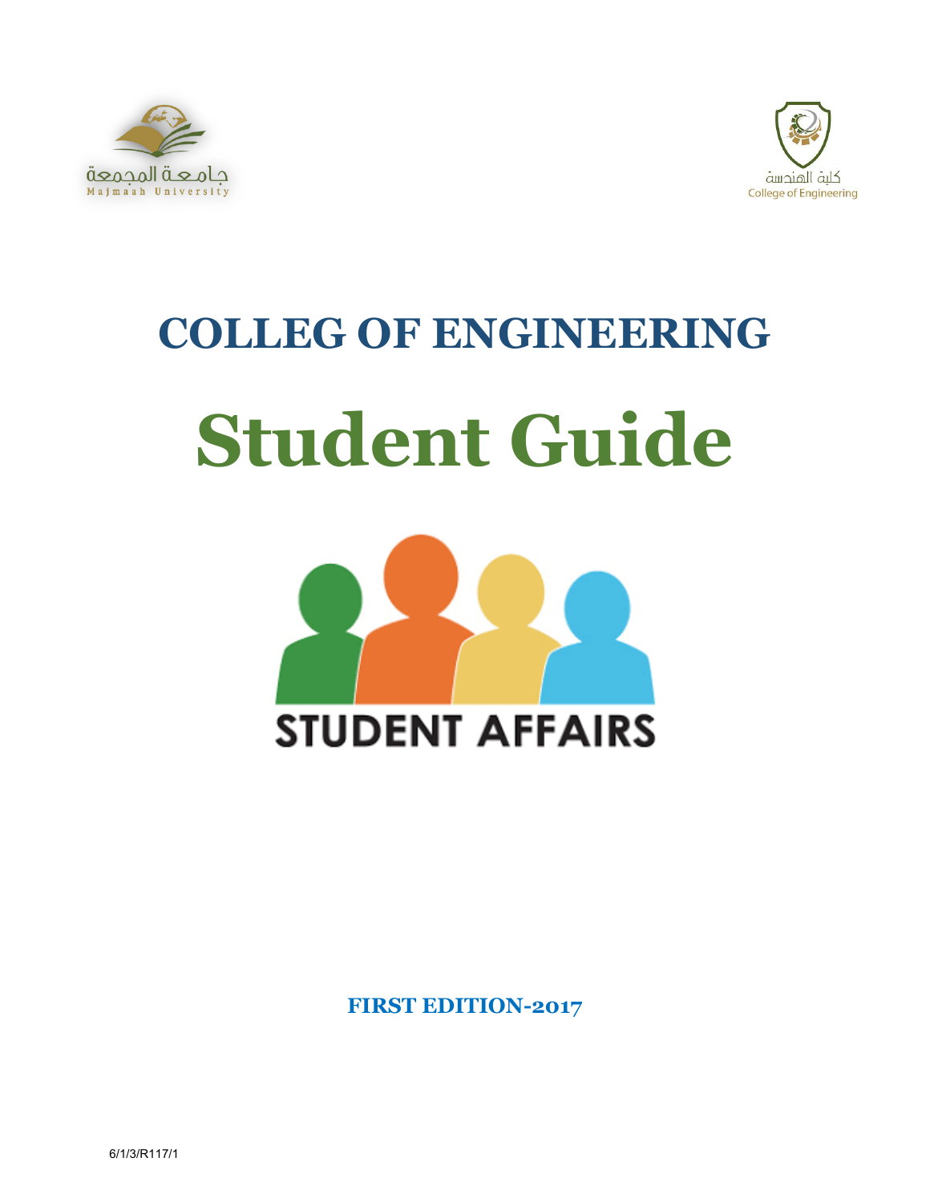جامعة المجمعة
Majmaah University

كلية الهندسة
College of Engineering

# COLLEG OF ENGINEERING

# Student Guide

STUDENT AFFAIRS

**FIRST EDITION-2017**

6/1/3/R117/1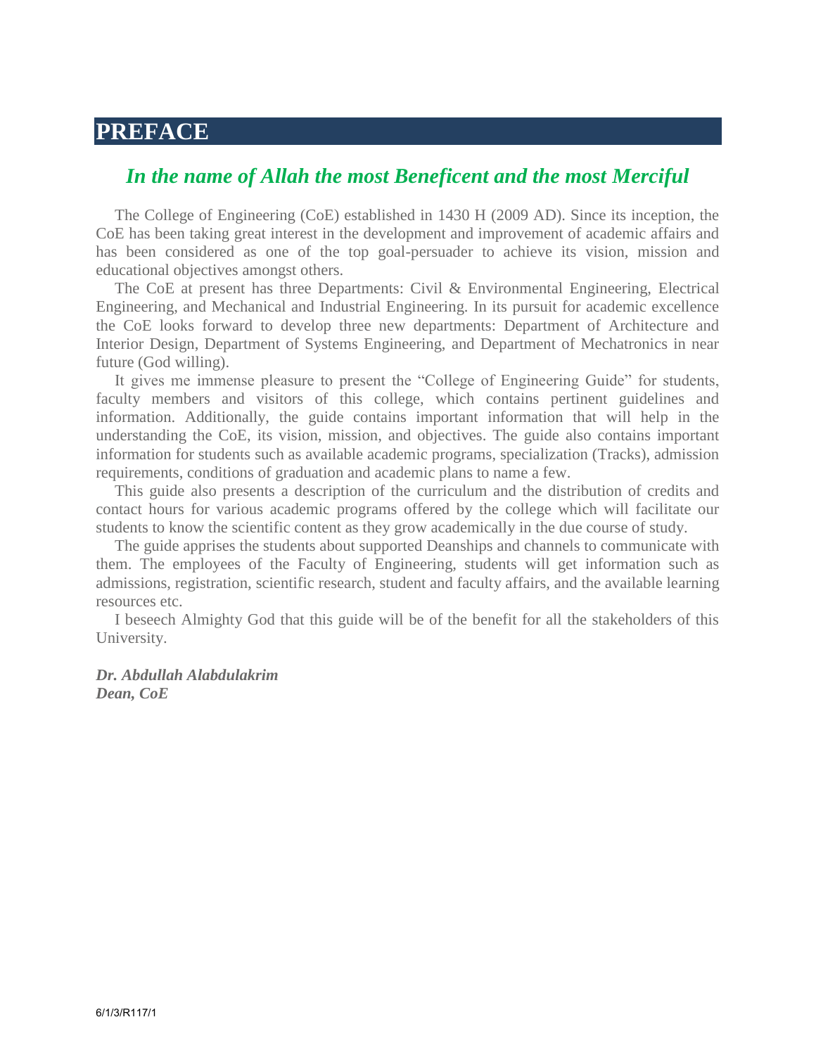# PREFACE

## *In the name of Allah the most Beneficent and the most Merciful*

The College of Engineering (CoE) established in 1430 H (2009 AD). Since its inception, the CoE has been taking great interest in the development and improvement of academic affairs and has been considered as one of the top goal-persuader to achieve its vision, mission and educational objectives amongst others.

The CoE at present has three Departments: Civil & Environmental Engineering, Electrical Engineering, and Mechanical and Industrial Engineering. In its pursuit for academic excellence the CoE looks forward to develop three new departments: Department of Architecture and Interior Design, Department of Systems Engineering, and Department of Mechatronics in near future (God willing).

It gives me immense pleasure to present the "College of Engineering Guide" for students, faculty members and visitors of this college, which contains pertinent guidelines and information. Additionally, the guide contains important information that will help in the understanding the CoE, its vision, mission, and objectives. The guide also contains important information for students such as available academic programs, specialization (Tracks), admission requirements, conditions of graduation and academic plans to name a few.

This guide also presents a description of the curriculum and the distribution of credits and contact hours for various academic programs offered by the college which will facilitate our students to know the scientific content as they grow academically in the due course of study.

The guide apprises the students about supported Deanships and channels to communicate with them. The employees of the Faculty of Engineering, students will get information such as admissions, registration, scientific research, student and faculty affairs, and the available learning resources etc.

I beseech Almighty God that this guide will be of the benefit for all the stakeholders of this University.

***Dr. Abdullah Alabdulakrim***
***Dean, CoE***

6/1/3/R117/1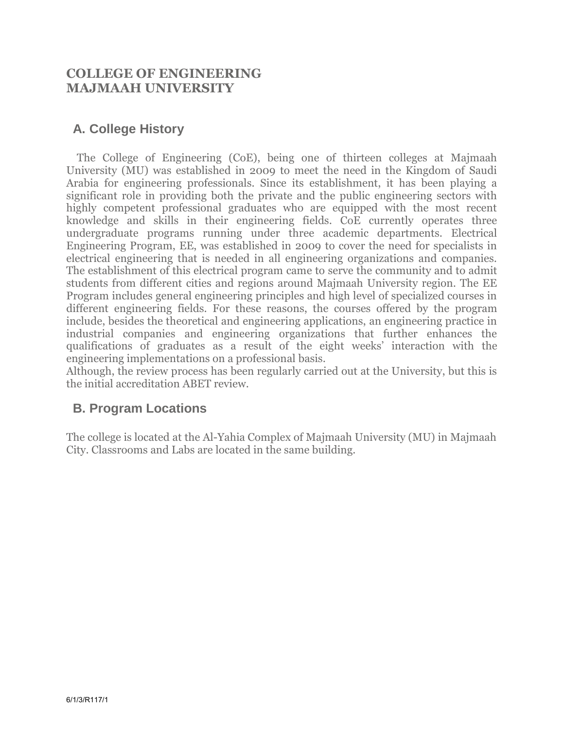# COLLEGE OF ENGINEERING
# MAJMAAH UNIVERSITY

## A. College History

The College of Engineering (CoE), being one of thirteen colleges at Majmaah University (MU) was established in 2009 to meet the need in the Kingdom of Saudi Arabia for engineering professionals. Since its establishment, it has been playing a significant role in providing both the private and the public engineering sectors with highly competent professional graduates who are equipped with the most recent knowledge and skills in their engineering fields. CoE currently operates three undergraduate programs running under three academic departments. Electrical Engineering Program, EE, was established in 2009 to cover the need for specialists in electrical engineering that is needed in all engineering organizations and companies. The establishment of this electrical program came to serve the community and to admit students from different cities and regions around Majmaah University region. The EE Program includes general engineering principles and high level of specialized courses in different engineering fields. For these reasons, the courses offered by the program include, besides the theoretical and engineering applications, an engineering practice in industrial companies and engineering organizations that further enhances the qualifications of graduates as a result of the eight weeks' interaction with the engineering implementations on a professional basis.
Although, the review process has been regularly carried out at the University, but this is the initial accreditation ABET review.

## B. Program Locations

The college is located at the Al-Yahia Complex of Majmaah University (MU) in Majmaah City. Classrooms and Labs are located in the same building.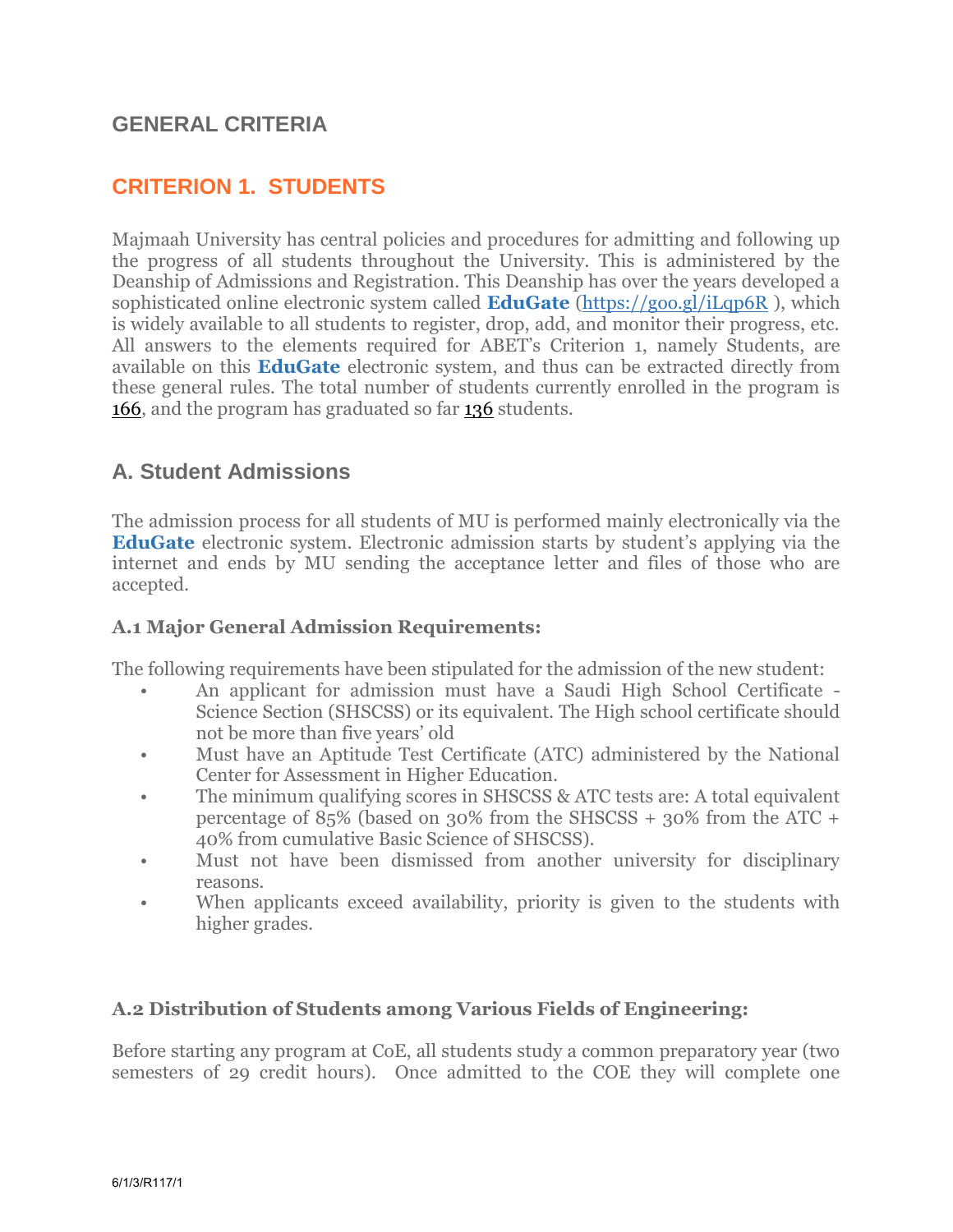# GENERAL CRITERIA

## CRITERION 1. STUDENTS

Majmaah University has central policies and procedures for admitting and following up the progress of all students throughout the University. This is administered by the Deanship of Admissions and Registration. This Deanship has over the years developed a sophisticated online electronic system called **EduGate** (https://goo.gl/iLqp6R ), which is widely available to all students to register, drop, add, and monitor their progress, etc. All answers to the elements required for ABET's Criterion 1, namely Students, are available on this **EduGate** electronic system, and thus can be extracted directly from these general rules. The total number of students currently enrolled in the program is 166, and the program has graduated so far 136 students.

### A. Student Admissions

The admission process for all students of MU is performed mainly electronically via the **EduGate** electronic system. Electronic admission starts by student's applying via the internet and ends by MU sending the acceptance letter and files of those who are accepted.

#### A.1 Major General Admission Requirements:

The following requirements have been stipulated for the admission of the new student:

- An applicant for admission must have a Saudi High School Certificate - Science Section (SHSCSS) or its equivalent. The High school certificate should not be more than five years' old
- Must have an Aptitude Test Certificate (ATC) administered by the National Center for Assessment in Higher Education.
- The minimum qualifying scores in SHSCSS & ATC tests are: A total equivalent percentage of 85% (based on 30% from the SHSCSS + 30% from the ATC + 40% from cumulative Basic Science of SHSCSS).
- Must not have been dismissed from another university for disciplinary reasons.
- When applicants exceed availability, priority is given to the students with higher grades.

#### A.2 Distribution of Students among Various Fields of Engineering:

Before starting any program at CoE, all students study a common preparatory year (two semesters of 29 credit hours). Once admitted to the COE they will complete one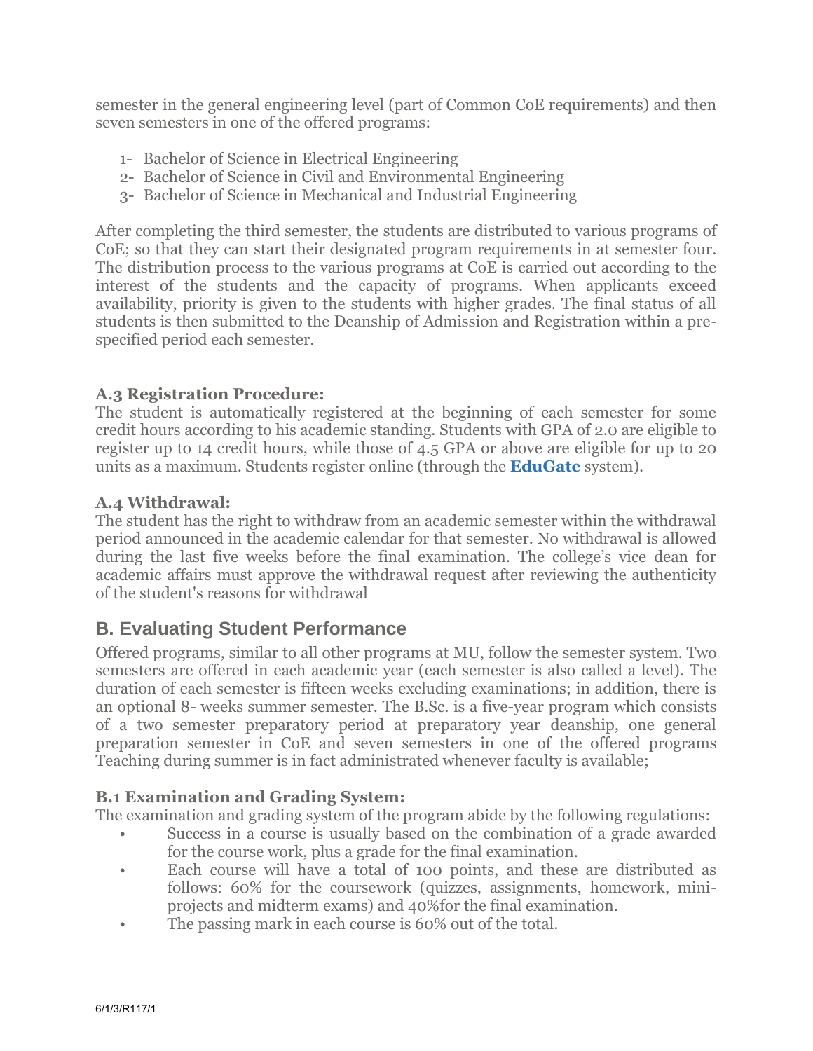semester in the general engineering level (part of Common CoE requirements) and then seven semesters in one of the offered programs:

1- Bachelor of Science in Electrical Engineering
2- Bachelor of Science in Civil and Environmental Engineering
3- Bachelor of Science in Mechanical and Industrial Engineering

After completing the third semester, the students are distributed to various programs of CoE; so that they can start their designated program requirements in at semester four. The distribution process to the various programs at CoE is carried out according to the interest of the students and the capacity of programs. When applicants exceed availability, priority is given to the students with higher grades. The final status of all students is then submitted to the Deanship of Admission and Registration within a pre-specified period each semester.

### A.3 Registration Procedure:

The student is automatically registered at the beginning of each semester for some credit hours according to his academic standing. Students with GPA of 2.0 are eligible to register up to 14 credit hours, while those of 4.5 GPA or above are eligible for up to 20 units as a maximum. Students register online (through the **EduGate** system).

### A.4 Withdrawal:

The student has the right to withdraw from an academic semester within the withdrawal period announced in the academic calendar for that semester. No withdrawal is allowed during the last five weeks before the final examination. The college's vice dean for academic affairs must approve the withdrawal request after reviewing the authenticity of the student's reasons for withdrawal

## B. Evaluating Student Performance

Offered programs, similar to all other programs at MU, follow the semester system. Two semesters are offered in each academic year (each semester is also called a level). The duration of each semester is fifteen weeks excluding examinations; in addition, there is an optional 8- weeks summer semester. The B.Sc. is a five-year program which consists of a two semester preparatory period at preparatory year deanship, one general preparation semester in CoE and seven semesters in one of the offered programs Teaching during summer is in fact administrated whenever faculty is available;

### B.1 Examination and Grading System:

The examination and grading system of the program abide by the following regulations:

- Success in a course is usually based on the combination of a grade awarded for the course work, plus a grade for the final examination.
- Each course will have a total of 100 points, and these are distributed as follows: 60% for the coursework (quizzes, assignments, homework, mini-projects and midterm exams) and 40%for the final examination.
- The passing mark in each course is 60% out of the total.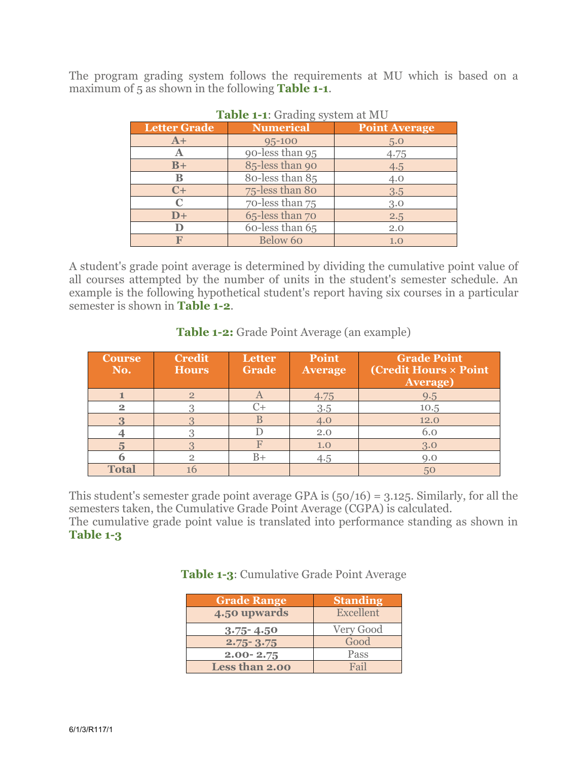The program grading system follows the requirements at MU which is based on a maximum of 5 as shown in the following **Table 1-1**.

**Table 1-1**: Grading system at MU

| Letter Grade | Numerical | Point Average |
|---|---|---|
| A+ | 95-100 | 5.0 |
| A | 90-less than 95 | 4.75 |
| B+ | 85-less than 90 | 4.5 |
| B | 80-less than 85 | 4.0 |
| C+ | 75-less than 80 | 3.5 |
| C | 70-less than 75 | 3.0 |
| D+ | 65-less than 70 | 2.5 |
| D | 60-less than 65 | 2.0 |
| F | Below 60 | 1.0 |

A student's grade point average is determined by dividing the cumulative point value of all courses attempted by the number of units in the student's semester schedule. An example is the following hypothetical student's report having six courses in a particular semester is shown in **Table 1-2**.

**Table 1-2:** Grade Point Average (an example)

| Course No. | Credit Hours | Letter Grade | Point Average | Grade Point (Credit Hours × Point Average) |
|---|---|---|---|---|
| 1 | 2 | A | 4.75 | 9.5 |
| 2 | 3 | C+ | 3.5 | 10.5 |
| 3 | 3 | B | 4.0 | 12.0 |
| 4 | 3 | D | 2.0 | 6.0 |
| 5 | 3 | F | 1.0 | 3.0 |
| 6 | 2 | B+ | 4.5 | 9.0 |
| Total | 16 | | | 50 |

This student's semester grade point average GPA is (50/16) = 3.125. Similarly, for all the semesters taken, the Cumulative Grade Point Average (CGPA) is calculated.
The cumulative grade point value is translated into performance standing as shown in **Table 1-3**

**Table 1-3**: Cumulative Grade Point Average

| Grade Range | Standing |
|---|---|
| 4.50 upwards | Excellent |
| 3.75- 4.50 | Very Good |
| 2.75- 3.75 | Good |
| 2.00- 2.75 | Pass |
| Less than 2.00 | Fail |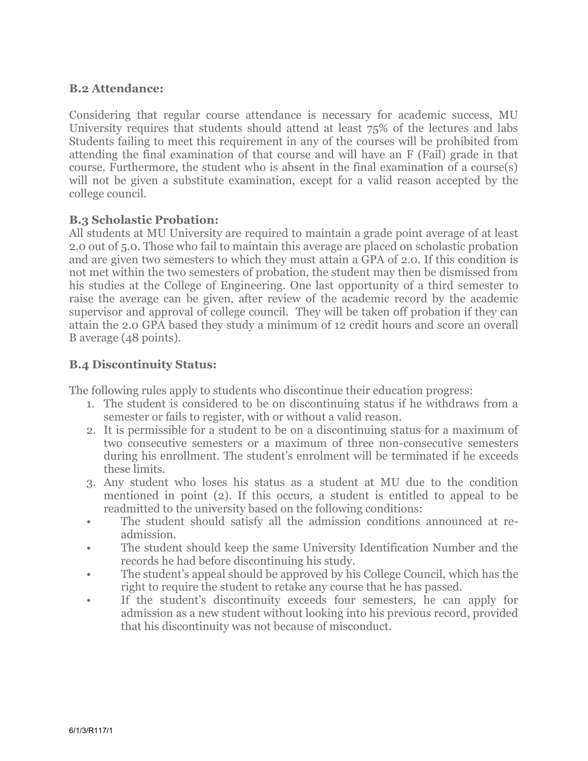### B.2 Attendance:

Considering that regular course attendance is necessary for academic success, MU University requires that students should attend at least 75% of the lectures and labs Students failing to meet this requirement in any of the courses will be prohibited from attending the final examination of that course and will have an F (Fail) grade in that course. Furthermore, the student who is absent in the final examination of a course(s) will not be given a substitute examination, except for a valid reason accepted by the college council.

### B.3 Scholastic Probation:

All students at MU University are required to maintain a grade point average of at least 2.0 out of 5.0. Those who fail to maintain this average are placed on scholastic probation and are given two semesters to which they must attain a GPA of 2.0. If this condition is not met within the two semesters of probation, the student may then be dismissed from his studies at the College of Engineering. One last opportunity of a third semester to raise the average can be given, after review of the academic record by the academic supervisor and approval of college council. They will be taken off probation if they can attain the 2.0 GPA based they study a minimum of 12 credit hours and score an overall B average (48 points).

### B.4 Discontinuity Status:

The following rules apply to students who discontinue their education progress:

1. The student is considered to be on discontinuing status if he withdraws from a semester or fails to register, with or without a valid reason.
2. It is permissible for a student to be on a discontinuing status for a maximum of two consecutive semesters or a maximum of three non-consecutive semesters during his enrollment. The student's enrolment will be terminated if he exceeds these limits.
3. Any student who loses his status as a student at MU due to the condition mentioned in point (2). If this occurs, a student is entitled to appeal to be readmitted to the university based on the following conditions:

- The student should satisfy all the admission conditions announced at re-admission.
- The student should keep the same University Identification Number and the records he had before discontinuing his study.
- The student's appeal should be approved by his College Council, which has the right to require the student to retake any course that he has passed.
- If the student's discontinuity exceeds four semesters, he can apply for admission as a new student without looking into his previous record, provided that his discontinuity was not because of misconduct.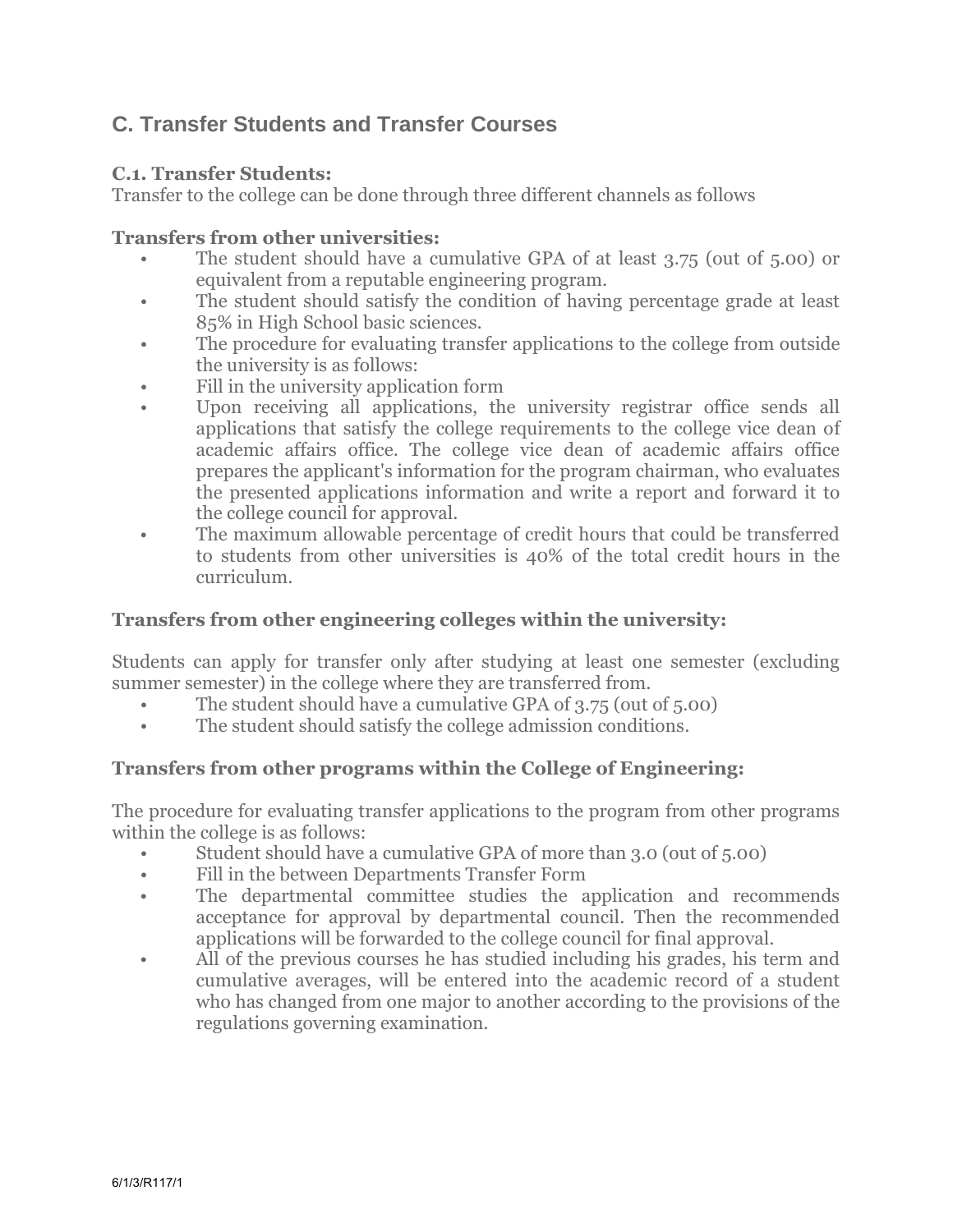## C. Transfer Students and Transfer Courses

**C.1. Transfer Students:**

Transfer to the college can be done through three different channels as follows

**Transfers from other universities:**

- The student should have a cumulative GPA of at least 3.75 (out of 5.00) or equivalent from a reputable engineering program.
- The student should satisfy the condition of having percentage grade at least 85% in High School basic sciences.
- The procedure for evaluating transfer applications to the college from outside the university is as follows:
- Fill in the university application form
- Upon receiving all applications, the university registrar office sends all applications that satisfy the college requirements to the college vice dean of academic affairs office. The college vice dean of academic affairs office prepares the applicant's information for the program chairman, who evaluates the presented applications information and write a report and forward it to the college council for approval.
- The maximum allowable percentage of credit hours that could be transferred to students from other universities is 40% of the total credit hours in the curriculum.

**Transfers from other engineering colleges within the university:**

Students can apply for transfer only after studying at least one semester (excluding summer semester) in the college where they are transferred from.

- The student should have a cumulative GPA of 3.75 (out of 5.00)
- The student should satisfy the college admission conditions.

**Transfers from other programs within the College of Engineering:**

The procedure for evaluating transfer applications to the program from other programs within the college is as follows:

- Student should have a cumulative GPA of more than 3.0 (out of 5.00)
- Fill in the between Departments Transfer Form
- The departmental committee studies the application and recommends acceptance for approval by departmental council. Then the recommended applications will be forwarded to the college council for final approval.
- All of the previous courses he has studied including his grades, his term and cumulative averages, will be entered into the academic record of a student who has changed from one major to another according to the provisions of the regulations governing examination.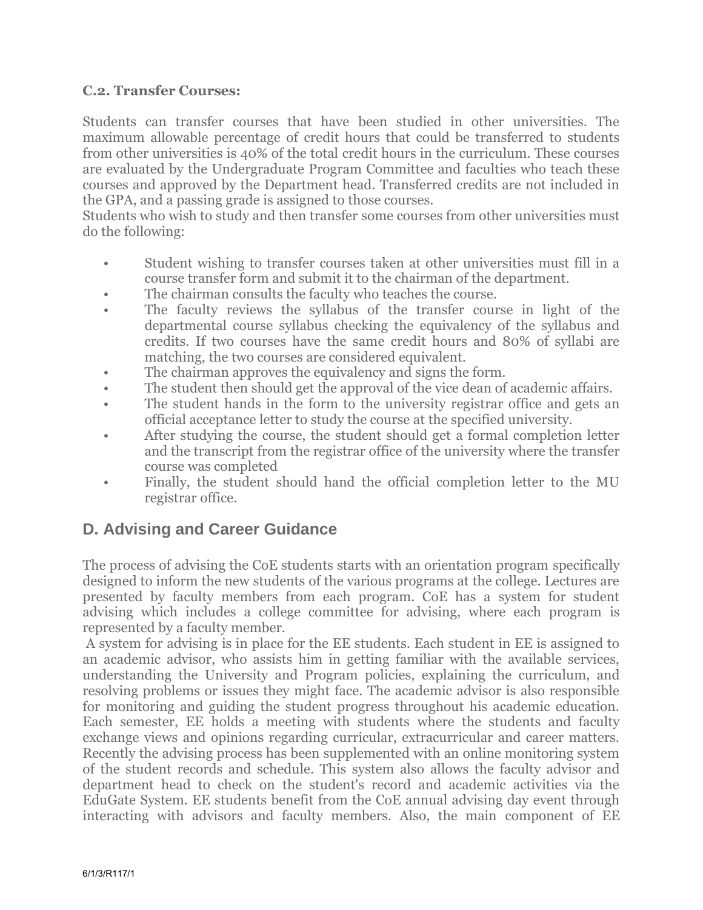### C.2. Transfer Courses:

Students can transfer courses that have been studied in other universities. The maximum allowable percentage of credit hours that could be transferred to students from other universities is 40% of the total credit hours in the curriculum. These courses are evaluated by the Undergraduate Program Committee and faculties who teach these courses and approved by the Department head. Transferred credits are not included in the GPA, and a passing grade is assigned to those courses.
Students who wish to study and then transfer some courses from other universities must do the following:

- Student wishing to transfer courses taken at other universities must fill in a course transfer form and submit it to the chairman of the department.
- The chairman consults the faculty who teaches the course.
- The faculty reviews the syllabus of the transfer course in light of the departmental course syllabus checking the equivalency of the syllabus and credits. If two courses have the same credit hours and 80% of syllabi are matching, the two courses are considered equivalent.
- The chairman approves the equivalency and signs the form.
- The student then should get the approval of the vice dean of academic affairs.
- The student hands in the form to the university registrar office and gets an official acceptance letter to study the course at the specified university.
- After studying the course, the student should get a formal completion letter and the transcript from the registrar office of the university where the transfer course was completed
- Finally, the student should hand the official completion letter to the MU registrar office.

## D. Advising and Career Guidance

The process of advising the CoE students starts with an orientation program specifically designed to inform the new students of the various programs at the college. Lectures are presented by faculty members from each program. CoE has a system for student advising which includes a college committee for advising, where each program is represented by a faculty member.
A system for advising is in place for the EE students. Each student in EE is assigned to an academic advisor, who assists him in getting familiar with the available services, understanding the University and Program policies, explaining the curriculum, and resolving problems or issues they might face. The academic advisor is also responsible for monitoring and guiding the student progress throughout his academic education. Each semester, EE holds a meeting with students where the students and faculty exchange views and opinions regarding curricular, extracurricular and career matters. Recently the advising process has been supplemented with an online monitoring system of the student records and schedule. This system also allows the faculty advisor and department head to check on the student's record and academic activities via the EduGate System. EE students benefit from the CoE annual advising day event through interacting with advisors and faculty members. Also, the main component of EE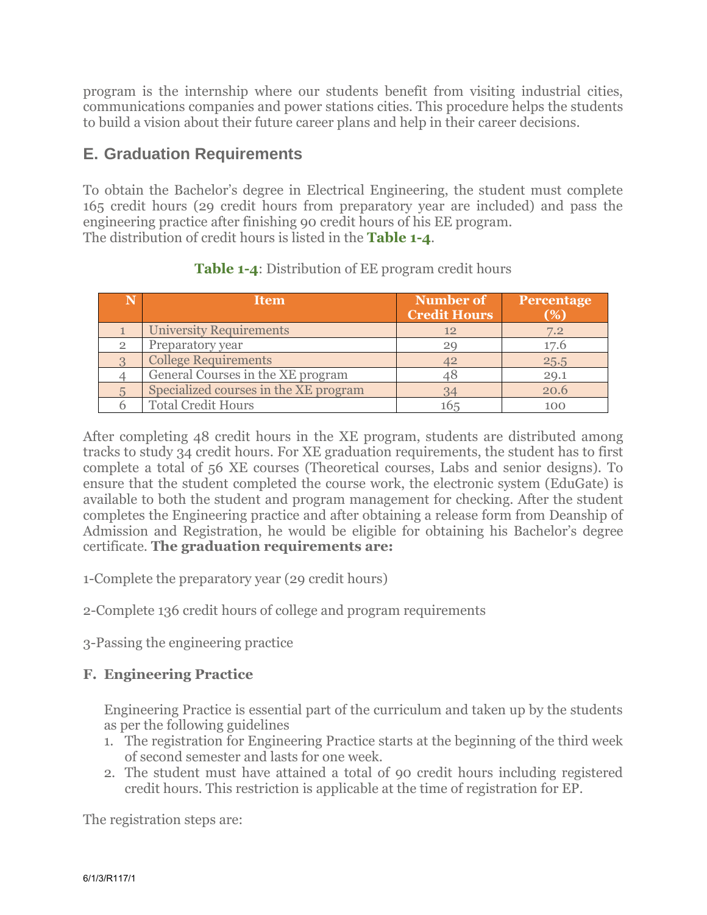program is the internship where our students benefit from visiting industrial cities, communications companies and power stations cities. This procedure helps the students to build a vision about their future career plans and help in their career decisions.

## E. Graduation Requirements

To obtain the Bachelor's degree in Electrical Engineering, the student must complete 165 credit hours (29 credit hours from preparatory year are included) and pass the engineering practice after finishing 90 credit hours of his EE program.
The distribution of credit hours is listed in the **Table 1-4**.

**Table 1-4**: Distribution of EE program credit hours

| N | Item | Number of Credit Hours | Percentage (%) |
|---|---|---|---|
| 1 | University Requirements | 12 | 7.2 |
| 2 | Preparatory year | 29 | 17.6 |
| 3 | College Requirements | 42 | 25.5 |
| 4 | General Courses in the XE program | 48 | 29.1 |
| 5 | Specialized courses in the XE program | 34 | 20.6 |
| 6 | Total Credit Hours | 165 | 100 |

After completing 48 credit hours in the XE program, students are distributed among tracks to study 34 credit hours. For XE graduation requirements, the student has to first complete a total of 56 XE courses (Theoretical courses, Labs and senior designs). To ensure that the student completed the course work, the electronic system (EduGate) is available to both the student and program management for checking. After the student completes the Engineering practice and after obtaining a release form from Deanship of Admission and Registration, he would be eligible for obtaining his Bachelor's degree certificate. **The graduation requirements are:**

1-Complete the preparatory year (29 credit hours)

2-Complete 136 credit hours of college and program requirements

3-Passing the engineering practice

### F. Engineering Practice

Engineering Practice is essential part of the curriculum and taken up by the students as per the following guidelines

1. The registration for Engineering Practice starts at the beginning of the third week of second semester and lasts for one week.
2. The student must have attained a total of 90 credit hours including registered credit hours. This restriction is applicable at the time of registration for EP.

The registration steps are: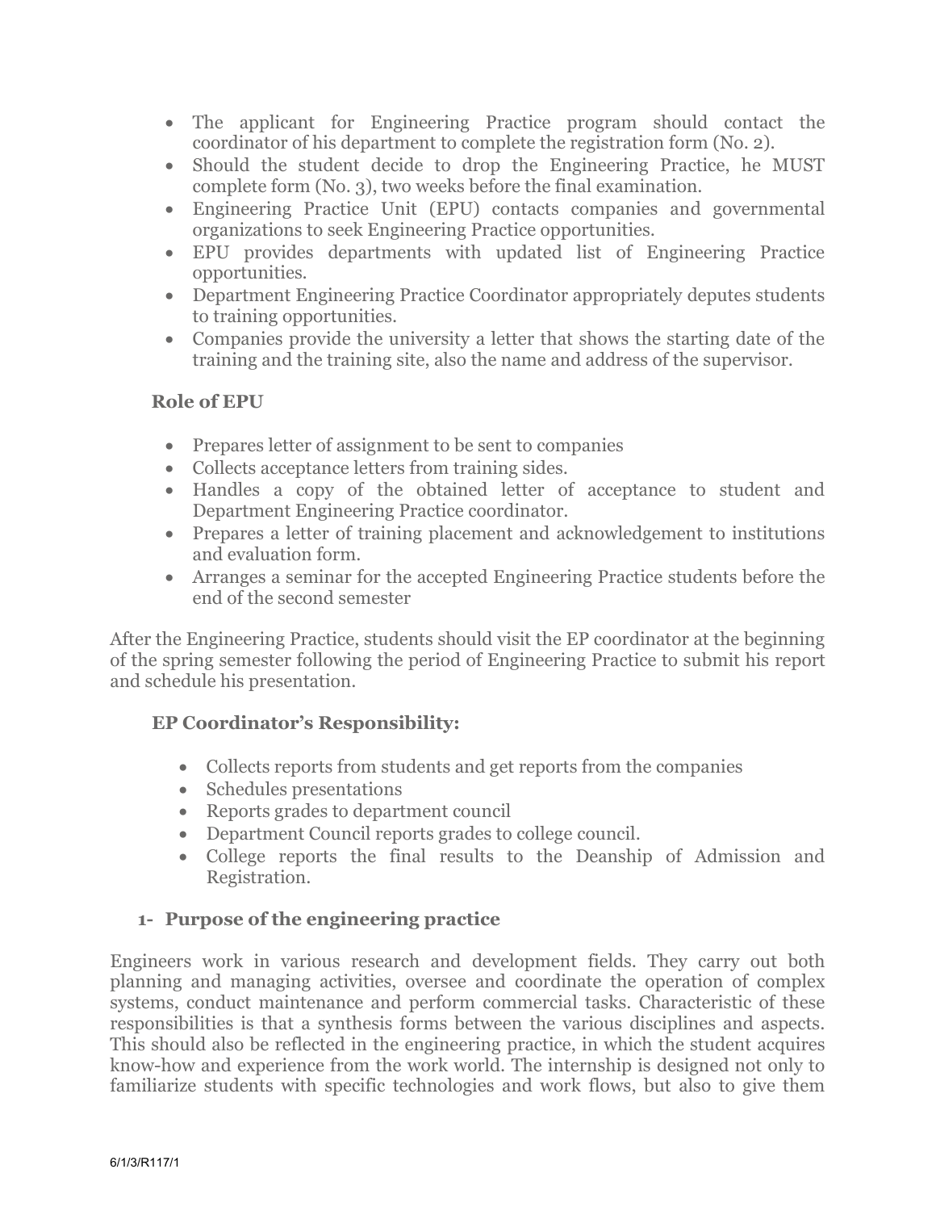- The applicant for Engineering Practice program should contact the coordinator of his department to complete the registration form (No. 2).
- Should the student decide to drop the Engineering Practice, he MUST complete form (No. 3), two weeks before the final examination.
- Engineering Practice Unit (EPU) contacts companies and governmental organizations to seek Engineering Practice opportunities.
- EPU provides departments with updated list of Engineering Practice opportunities.
- Department Engineering Practice Coordinator appropriately deputes students to training opportunities.
- Companies provide the university a letter that shows the starting date of the training and the training site, also the name and address of the supervisor.

**Role of EPU**

- Prepares letter of assignment to be sent to companies
- Collects acceptance letters from training sides.
- Handles a copy of the obtained letter of acceptance to student and Department Engineering Practice coordinator.
- Prepares a letter of training placement and acknowledgement to institutions and evaluation form.
- Arranges a seminar for the accepted Engineering Practice students before the end of the second semester

After the Engineering Practice, students should visit the EP coordinator at the beginning of the spring semester following the period of Engineering Practice to submit his report and schedule his presentation.

**EP Coordinator's Responsibility:**

- Collects reports from students and get reports from the companies
- Schedules presentations
- Reports grades to department council
- Department Council reports grades to college council.
- College reports the final results to the Deanship of Admission and Registration.

## 1- Purpose of the engineering practice

Engineers work in various research and development fields. They carry out both planning and managing activities, oversee and coordinate the operation of complex systems, conduct maintenance and perform commercial tasks. Characteristic of these responsibilities is that a synthesis forms between the various disciplines and aspects. This should also be reflected in the engineering practice, in which the student acquires know-how and experience from the work world. The internship is designed not only to familiarize students with specific technologies and work flows, but also to give them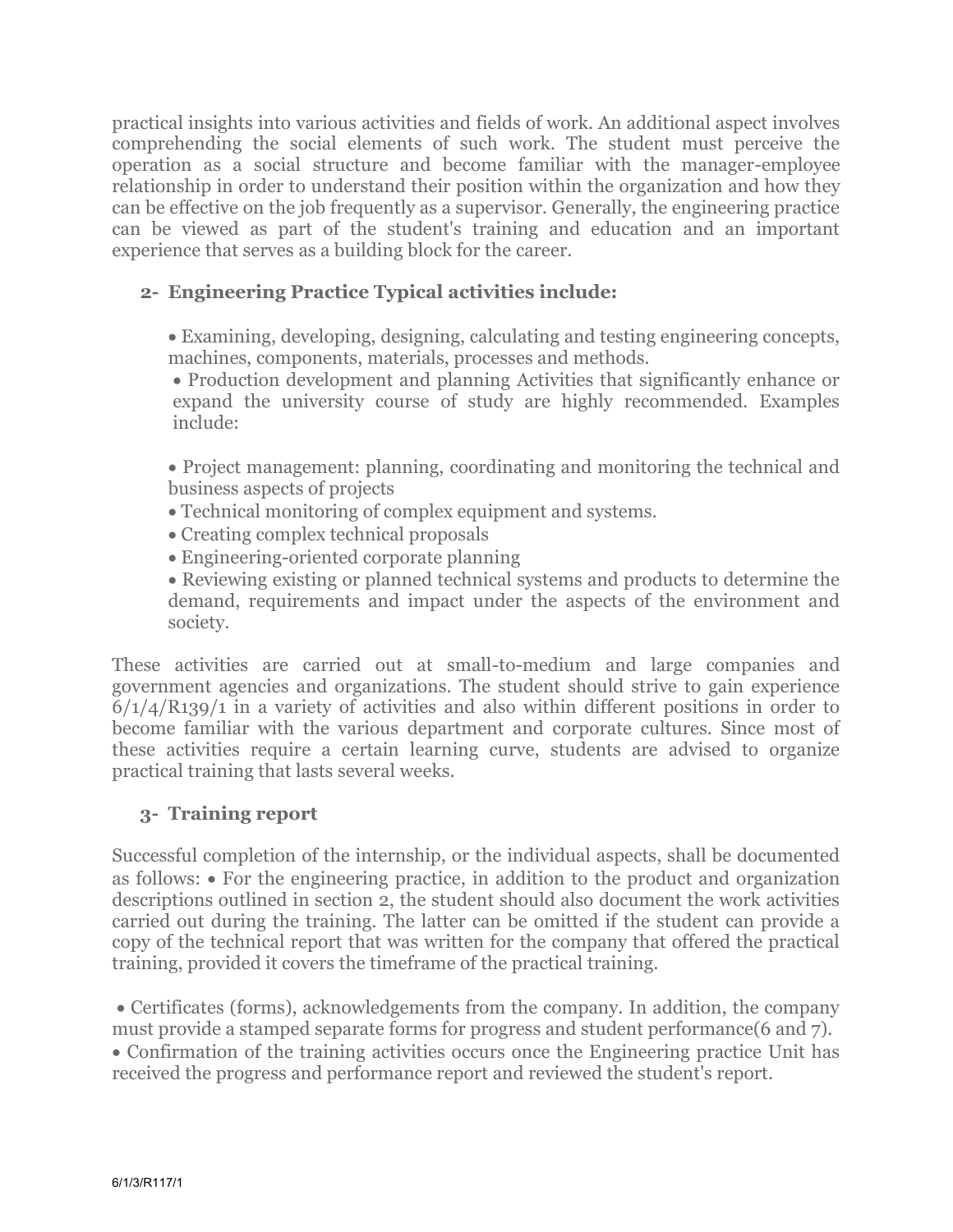practical insights into various activities and fields of work. An additional aspect involves comprehending the social elements of such work. The student must perceive the operation as a social structure and become familiar with the manager-employee relationship in order to understand their position within the organization and how they can be effective on the job frequently as a supervisor. Generally, the engineering practice can be viewed as part of the student's training and education and an important experience that serves as a building block for the career.

## 2- Engineering Practice Typical activities include:

- Examining, developing, designing, calculating and testing engineering concepts, machines, components, materials, processes and methods.
- Production development and planning Activities that significantly enhance or expand the university course of study are highly recommended. Examples include:

- Project management: planning, coordinating and monitoring the technical and business aspects of projects
- Technical monitoring of complex equipment and systems.
- Creating complex technical proposals
- Engineering-oriented corporate planning
- Reviewing existing or planned technical systems and products to determine the demand, requirements and impact under the aspects of the environment and society.

These activities are carried out at small-to-medium and large companies and government agencies and organizations. The student should strive to gain experience 6/1/4/R139/1 in a variety of activities and also within different positions in order to become familiar with the various department and corporate cultures. Since most of these activities require a certain learning curve, students are advised to organize practical training that lasts several weeks.

## 3- Training report

Successful completion of the internship, or the individual aspects, shall be documented as follows: • For the engineering practice, in addition to the product and organization descriptions outlined in section 2, the student should also document the work activities carried out during the training. The latter can be omitted if the student can provide a copy of the technical report that was written for the company that offered the practical training, provided it covers the timeframe of the practical training.

- Certificates (forms), acknowledgements from the company. In addition, the company must provide a stamped separate forms for progress and student performance(6 and 7).
- Confirmation of the training activities occurs once the Engineering practice Unit has received the progress and performance report and reviewed the student's report.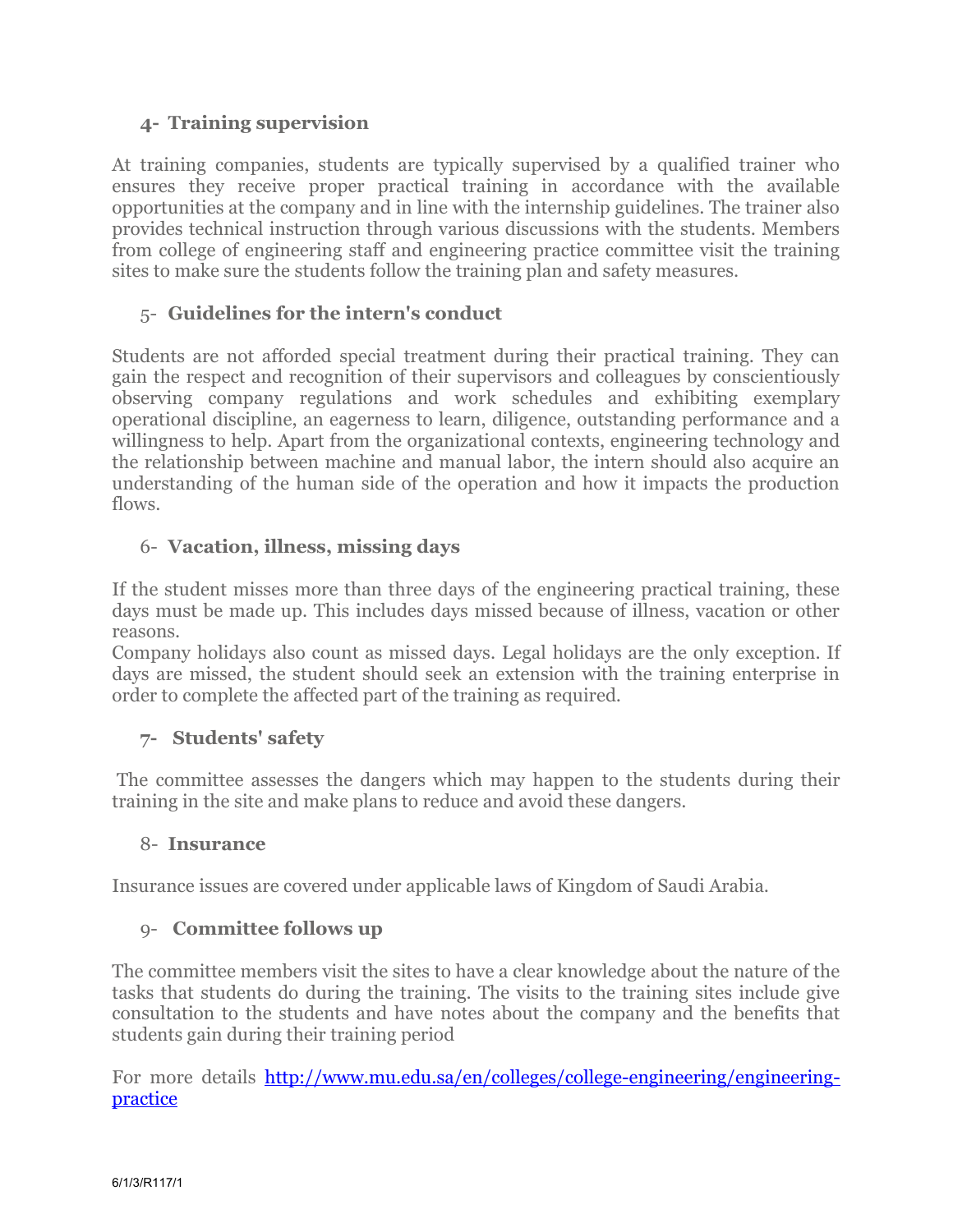### 4- Training supervision

At training companies, students are typically supervised by a qualified trainer who ensures they receive proper practical training in accordance with the available opportunities at the company and in line with the internship guidelines. The trainer also provides technical instruction through various discussions with the students. Members from college of engineering staff and engineering practice committee visit the training sites to make sure the students follow the training plan and safety measures.

### 5- Guidelines for the intern's conduct

Students are not afforded special treatment during their practical training. They can gain the respect and recognition of their supervisors and colleagues by conscientiously observing company regulations and work schedules and exhibiting exemplary operational discipline, an eagerness to learn, diligence, outstanding performance and a willingness to help. Apart from the organizational contexts, engineering technology and the relationship between machine and manual labor, the intern should also acquire an understanding of the human side of the operation and how it impacts the production flows.

### 6- Vacation, illness, missing days

If the student misses more than three days of the engineering practical training, these days must be made up. This includes days missed because of illness, vacation or other reasons.
Company holidays also count as missed days. Legal holidays are the only exception. If days are missed, the student should seek an extension with the training enterprise in order to complete the affected part of the training as required.

### 7- Students' safety

The committee assesses the dangers which may happen to the students during their training in the site and make plans to reduce and avoid these dangers.

### 8- Insurance

Insurance issues are covered under applicable laws of Kingdom of Saudi Arabia.

### 9- Committee follows up

The committee members visit the sites to have a clear knowledge about the nature of the tasks that students do during the training. The visits to the training sites include give consultation to the students and have notes about the company and the benefits that students gain during their training period

For more details [http://www.mu.edu.sa/en/colleges/college-engineering/engineering-practice](http://www.mu.edu.sa/en/colleges/college-engineering/engineering-practice)

6/1/3/R117/1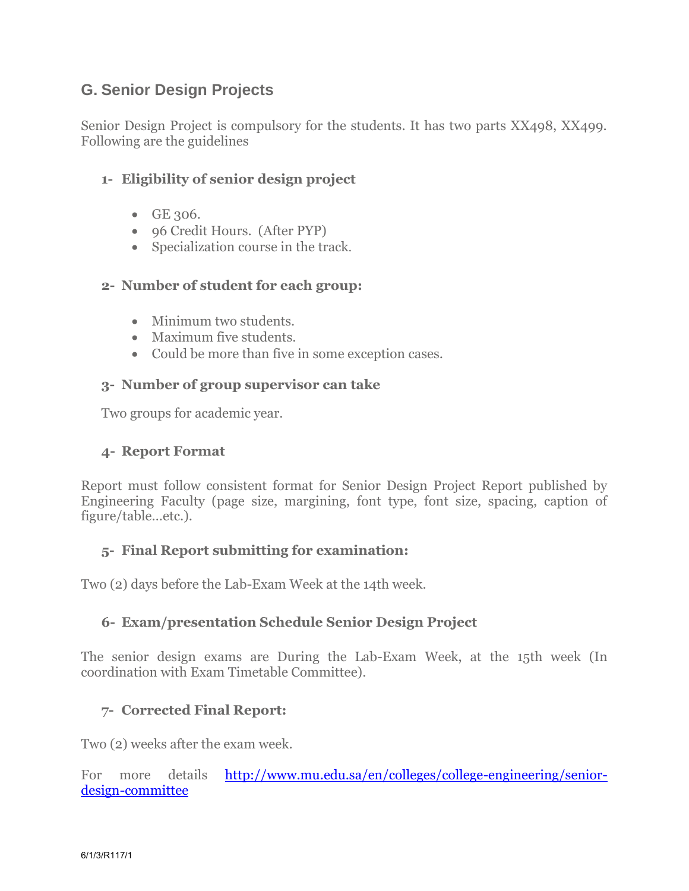## G. Senior Design Projects

Senior Design Project is compulsory for the students. It has two parts XX498, XX499. Following are the guidelines

### 1- Eligibility of senior design project

- GE 306.
- 96 Credit Hours. (After PYP)
- Specialization course in the track.

### 2- Number of student for each group:

- Minimum two students.
- Maximum five students.
- Could be more than five in some exception cases.

### 3- Number of group supervisor can take

Two groups for academic year.

### 4- Report Format

Report must follow consistent format for Senior Design Project Report published by Engineering Faculty (page size, margining, font type, font size, spacing, caption of figure/table…etc.).

### 5- Final Report submitting for examination:

Two (2) days before the Lab-Exam Week at the 14th week.

### 6- Exam/presentation Schedule Senior Design Project

The senior design exams are During the Lab-Exam Week, at the 15th week (In coordination with Exam Timetable Committee).

### 7- Corrected Final Report:

Two (2) weeks after the exam week.

For more details http://www.mu.edu.sa/en/colleges/college-engineering/senior-design-committee

6/1/3/R117/1